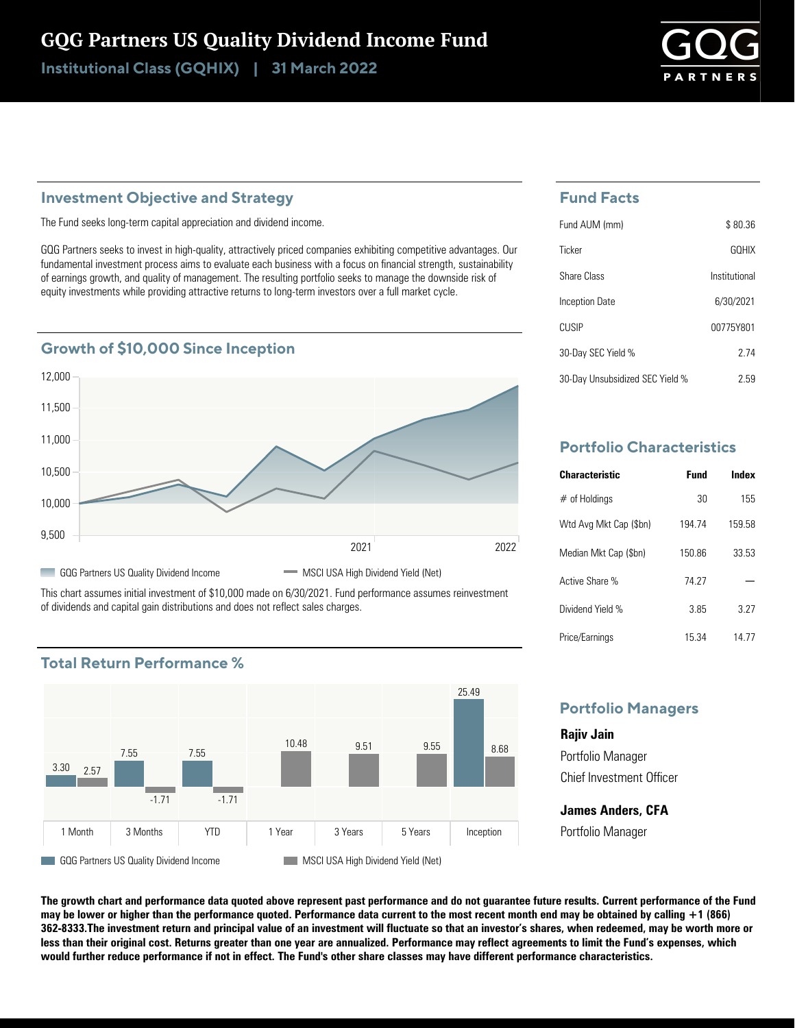# GQG Partners US Quality Dividend Income Fund

**Institutional Class (GQHIX) | 31 March 2022**

## Investment Objective and Strategy

The Fund seeks long-term capital appreciation and dividend income.

GQG Partners seeks to invest in high-quality, attractively priced companies exhibiting competitive advantages. Our fundamental investment process aims to evaluate each business with a focus on financial strength, sustainability of earnings growth, and quality of management. The resulting portfolio seeks to manage the downside risk of equity investments while providing attractive returns to long-term investors over a full market cycle.

## Growth of $10,000 Since Inception

GQG Partners US Quality Dividend Income | MSCI USA High Dividend Yield (Net)

This chart assumes initial investment of $10,000 made on 6/30/2021. Fund performance assumes reinvestment of dividends and capital gain distributions and does not reflect sales charges.

## Total Return Performance %

| | 1 Month | 3 Months | YTD | 1 Year | 3 Years | 5 Years | Inception |
|---|---|---|---|---|---|---|---|
| GQG Partners US Quality Dividend Income | 3.30 | 7.55 | 7.55 | | | | 25.49 |
| MSCI USA High Dividend Yield (Net) | 2.57 | -1.71 | -1.71 | 10.48 | 9.51 | 9.55 | 8.68 |

## Fund Facts

| | |
|---|---|
| Fund AUM (mm) | $ 80.36 |
| Ticker | GQHIX |
| Share Class | Institutional |
| Inception Date | 6/30/2021 |
| CUSIP | 00775Y801 |
| 30-Day SEC Yield % | 2.74 |
| 30-Day Unsubsidized SEC Yield % | 2.59 |

## Portfolio Characteristics

| Characteristic | Fund | Index |
|---|---|---|
| # of Holdings | 30 | 155 |
| Wtd Avg Mkt Cap ($bn) | 194.74 | 159.58 |
| Median Mkt Cap ($bn) | 150.86 | 33.53 |
| Active Share % | 74.27 | — |
| Dividend Yield % | 3.85 | 3.27 |
| Price/Earnings | 15.34 | 14.77 |

## Portfolio Managers

**Rajiv Jain**
Portfolio Manager
Chief Investment Officer

**James Anders, CFA**
Portfolio Manager

**The growth chart and performance data quoted above represent past performance and do not guarantee future results. Current performance of the Fund may be lower or higher than the performance quoted. Performance data current to the most recent month end may be obtained by calling +1 (866) 362-8333.The investment return and principal value of an investment will fluctuate so that an investor's shares, when redeemed, may be worth more or less than their original cost. Returns greater than one year are annualized. Performance may reflect agreements to limit the Fund's expenses, which would further reduce performance if not in effect. The Fund's other share classes may have different performance characteristics.**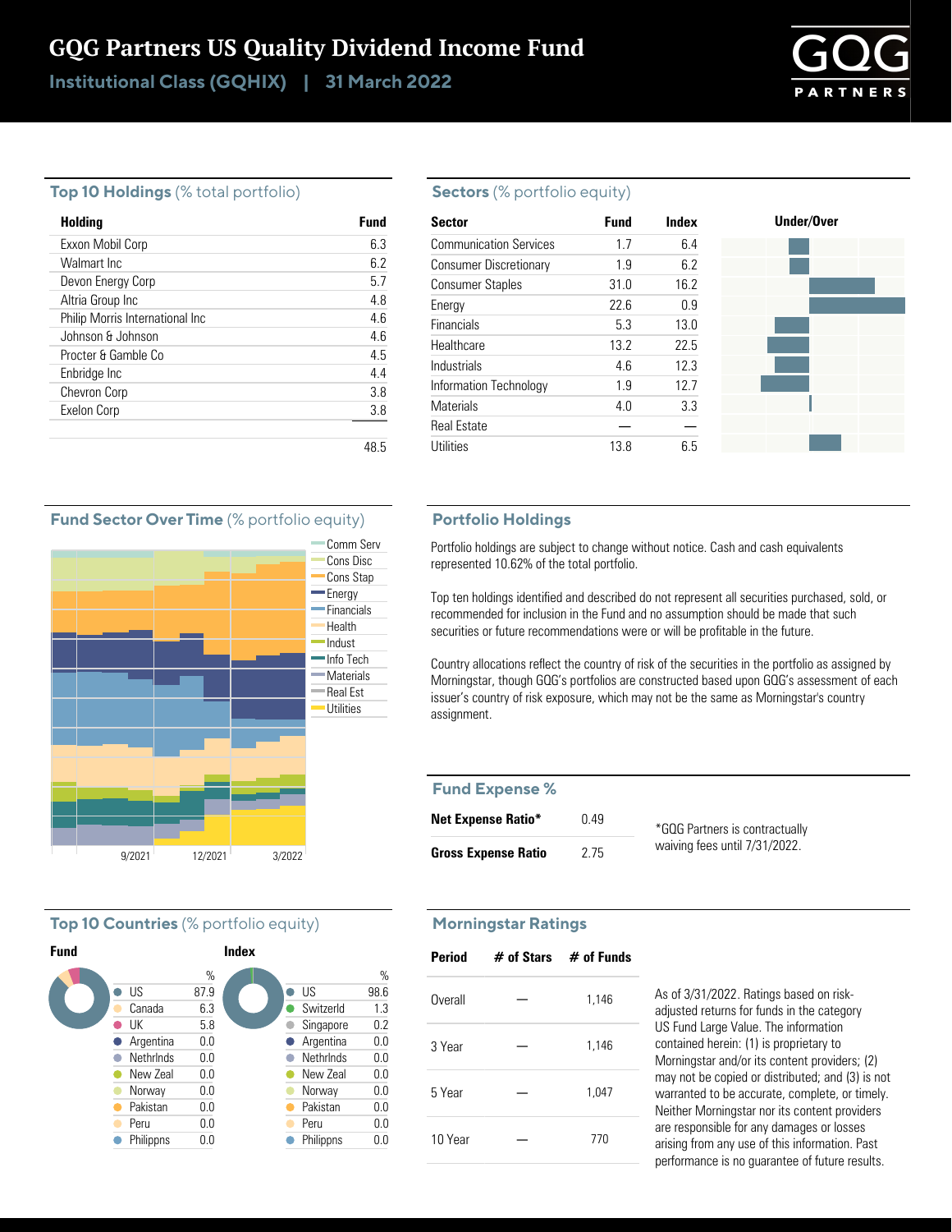# GQG Partners US Quality Dividend Income Fund

## Institutional Class (GQHIX) | 31 March 2022

### Top 10 Holdings (% total portfolio)

| Holding | Fund |
|---|---|
| Exxon Mobil Corp | 6.3 |
| Walmart Inc | 6.2 |
| Devon Energy Corp | 5.7 |
| Altria Group Inc | 4.8 |
| Philip Morris International Inc | 4.6 |
| Johnson & Johnson | 4.6 |
| Procter & Gamble Co | 4.5 |
| Enbridge Inc | 4.4 |
| Chevron Corp | 3.8 |
| Exelon Corp | 3.8 |
| | 48.5 |

### Sectors (% portfolio equity)

| Sector | Fund | Index |
|---|---|---|
| Communication Services | 1.7 | 6.4 |
| Consumer Discretionary | 1.9 | 6.2 |
| Consumer Staples | 31.0 | 16.2 |
| Energy | 22.6 | 0.9 |
| Financials | 5.3 | 13.0 |
| Healthcare | 13.2 | 22.5 |
| Industrials | 4.6 | 12.3 |
| Information Technology | 1.9 | 12.7 |
| Materials | 4.0 | 3.3 |
| Real Estate | — | — |
| Utilities | 13.8 | 6.5 |

### Fund Sector Over Time (% portfolio equity)

Comm Serv, Cons Disc, Cons Stap, Energy, Financials, Health, Indust, Info Tech, Materials, Real Est, Utilities

9/2021 12/2021 3/2022

### Portfolio Holdings

Portfolio holdings are subject to change without notice. Cash and cash equivalents represented 10.62% of the total portfolio.

Top ten holdings identified and described do not represent all securities purchased, sold, or recommended for inclusion in the Fund and no assumption should be made that such securities or future recommendations were or will be profitable in the future.

Country allocations reflect the country of risk of the securities in the portfolio as assigned by Morningstar, though GQG's portfolios are constructed based upon GQG's assessment of each issuer's country of risk exposure, which may not be the same as Morningstar's country assignment.

### Fund Expense %

| | |
|---|---|
| **Net Expense Ratio*** | 0.49 |
| **Gross Expense Ratio** | 2.75 |

*GQG Partners is contractually waiving fees until 7/31/2022.

### Top 10 Countries (% portfolio equity)

**Fund**

| Country | % |
|---|---|
| US | 87.9 |
| Canada | 6.3 |
| UK | 5.8 |
| Argentina | 0.0 |
| Nethrlnds | 0.0 |
| New Zeal | 0.0 |
| Norway | 0.0 |
| Pakistan | 0.0 |
| Peru | 0.0 |
| Philippns | 0.0 |

**Index**

| Country | % |
|---|---|
| US | 98.6 |
| Switzerld | 1.3 |
| Singapore | 0.2 |
| Argentina | 0.0 |
| Nethrlnds | 0.0 |
| New Zeal | 0.0 |
| Norway | 0.0 |
| Pakistan | 0.0 |
| Peru | 0.0 |
| Philippns | 0.0 |

### Morningstar Ratings

| Period | # of Stars | # of Funds |
|---|---|---|
| Overall | — | 1,146 |
| 3 Year | — | 1,146 |
| 5 Year | — | 1,047 |
| 10 Year | — | 770 |

As of 3/31/2022. Ratings based on risk-adjusted returns for funds in the category US Fund Large Value. The information contained herein: (1) is proprietary to Morningstar and/or its content providers; (2) may not be copied or distributed; and (3) is not warranted to be accurate, complete, or timely. Neither Morningstar nor its content providers are responsible for any damages or losses arising from any use of this information. Past performance is no guarantee of future results.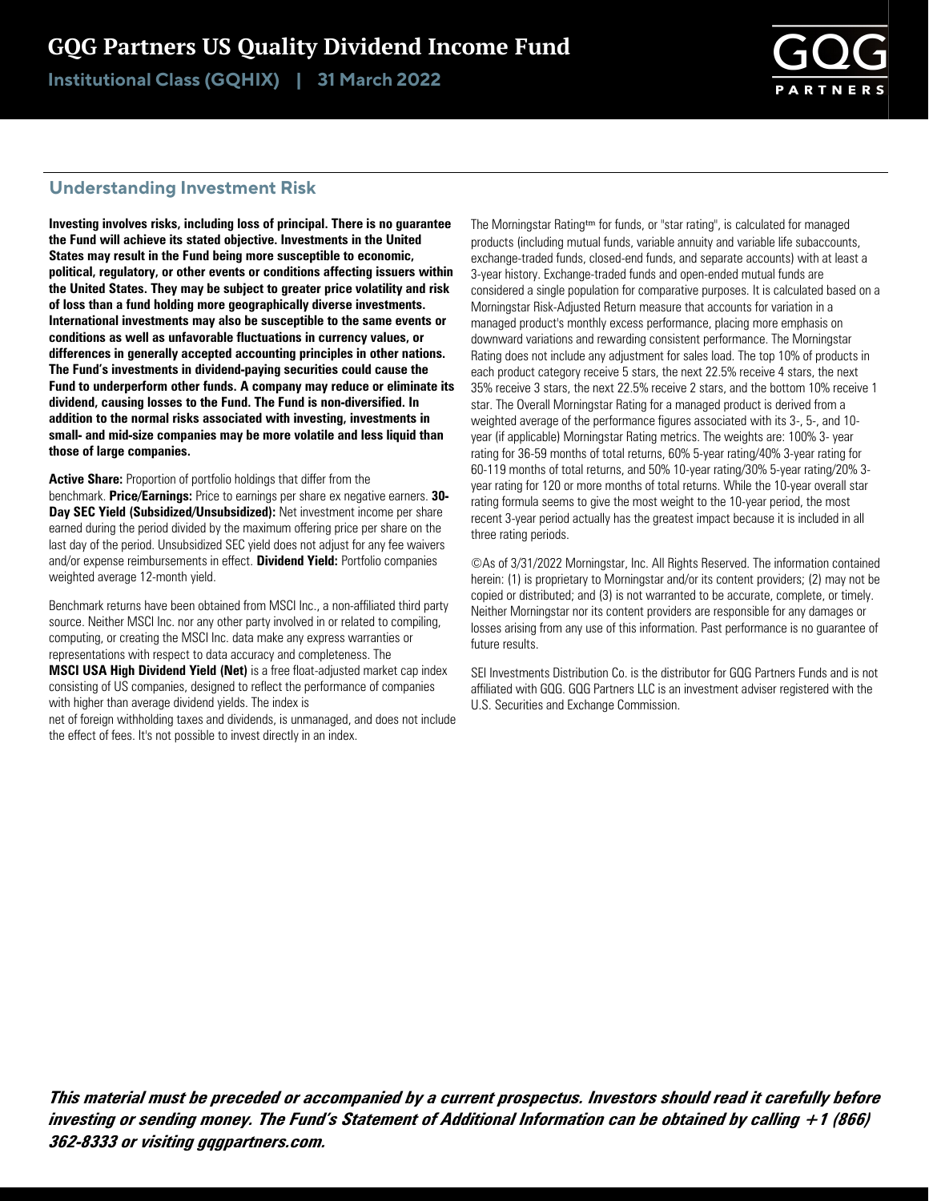## Understanding Investment Risk

**Investing involves risks, including loss of principal. There is no guarantee the Fund will achieve its stated objective. Investments in the United States may result in the Fund being more susceptible to economic, political, regulatory, or other events or conditions affecting issuers within the United States. They may be subject to greater price volatility and risk of loss than a fund holding more geographically diverse investments. International investments may also be susceptible to the same events or conditions as well as unfavorable fluctuations in currency values, or differences in generally accepted accounting principles in other nations. The Fund's investments in dividend-paying securities could cause the Fund to underperform other funds. A company may reduce or eliminate its dividend, causing losses to the Fund. The Fund is non-diversified. In addition to the normal risks associated with investing, investments in small- and mid-size companies may be more volatile and less liquid than those of large companies.**

**Active Share:** Proportion of portfolio holdings that differ from the benchmark. **Price/Earnings:** Price to earnings per share ex negative earners. **30-Day SEC Yield (Subsidized/Unsubsidized):** Net investment income per share earned during the period divided by the maximum offering price per share on the last day of the period. Unsubsidized SEC yield does not adjust for any fee waivers and/or expense reimbursements in effect. **Dividend Yield:** Portfolio companies weighted average 12-month yield.

Benchmark returns have been obtained from MSCI Inc., a non-affiliated third party source. Neither MSCI Inc. nor any other party involved in or related to compiling, computing, or creating the MSCI Inc. data make any express warranties or representations with respect to data accuracy and completeness. The **MSCI USA High Dividend Yield (Net)** is a free float-adjusted market cap index consisting of US companies, designed to reflect the performance of companies with higher than average dividend yields. The index is net of foreign withholding taxes and dividends, is unmanaged, and does not include the effect of fees. It's not possible to invest directly in an index.

The Morningstar Rating™ for funds, or "star rating", is calculated for managed products (including mutual funds, variable annuity and variable life subaccounts, exchange-traded funds, closed-end funds, and separate accounts) with at least a 3-year history. Exchange-traded funds and open-ended mutual funds are considered a single population for comparative purposes. It is calculated based on a Morningstar Risk-Adjusted Return measure that accounts for variation in a managed product's monthly excess performance, placing more emphasis on downward variations and rewarding consistent performance. The Morningstar Rating does not include any adjustment for sales load. The top 10% of products in each product category receive 5 stars, the next 22.5% receive 4 stars, the next 35% receive 3 stars, the next 22.5% receive 2 stars, and the bottom 10% receive 1 star. The Overall Morningstar Rating for a managed product is derived from a weighted average of the performance figures associated with its 3-, 5-, and 10-year (if applicable) Morningstar Rating metrics. The weights are: 100% 3- year rating for 36-59 months of total returns, 60% 5-year rating/40% 3-year rating for 60-119 months of total returns, and 50% 10-year rating/30% 5-year rating/20% 3-year rating for 120 or more months of total returns. While the 10-year overall star rating formula seems to give the most weight to the 10-year period, the most recent 3-year period actually has the greatest impact because it is included in all three rating periods.

©As of 3/31/2022 Morningstar, Inc. All Rights Reserved. The information contained herein: (1) is proprietary to Morningstar and/or its content providers; (2) may not be copied or distributed; and (3) is not warranted to be accurate, complete, or timely. Neither Morningstar nor its content providers are responsible for any damages or losses arising from any use of this information. Past performance is no guarantee of future results.

SEI Investments Distribution Co. is the distributor for GQG Partners Funds and is not affiliated with GQG. GQG Partners LLC is an investment adviser registered with the U.S. Securities and Exchange Commission.

***This material must be preceded or accompanied by a current prospectus. Investors should read it carefully before investing or sending money. The Fund's Statement of Additional Information can be obtained by calling +1 (866) 362-8333 or visiting gqgpartners.com.***